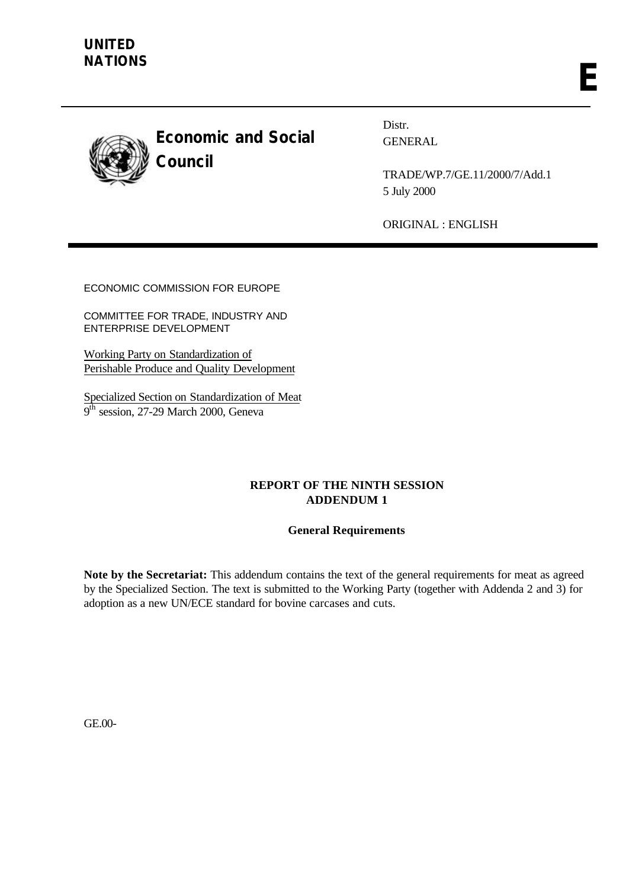**UNITED NATIONS**

**E**

**Economic and Social Council**

Distr.
GENERAL

TRADE/WP.7/GE.11/2000/7/Add.1
5 July 2000

ORIGINAL : ENGLISH

ECONOMIC COMMISSION FOR EUROPE

COMMITTEE FOR TRADE, INDUSTRY AND ENTERPRISE DEVELOPMENT

Working Party on Standardization of Perishable Produce and Quality Development

Specialized Section on Standardization of Meat
9th session, 27-29 March 2000, Geneva

**REPORT OF THE NINTH SESSION**
**ADDENDUM 1**

**General Requirements**

**Note by the Secretariat:** This addendum contains the text of the general requirements for meat as agreed by the Specialized Section. The text is submitted to the Working Party (together with Addenda 2 and 3) for adoption as a new UN/ECE standard for bovine carcases and cuts.

GE.00-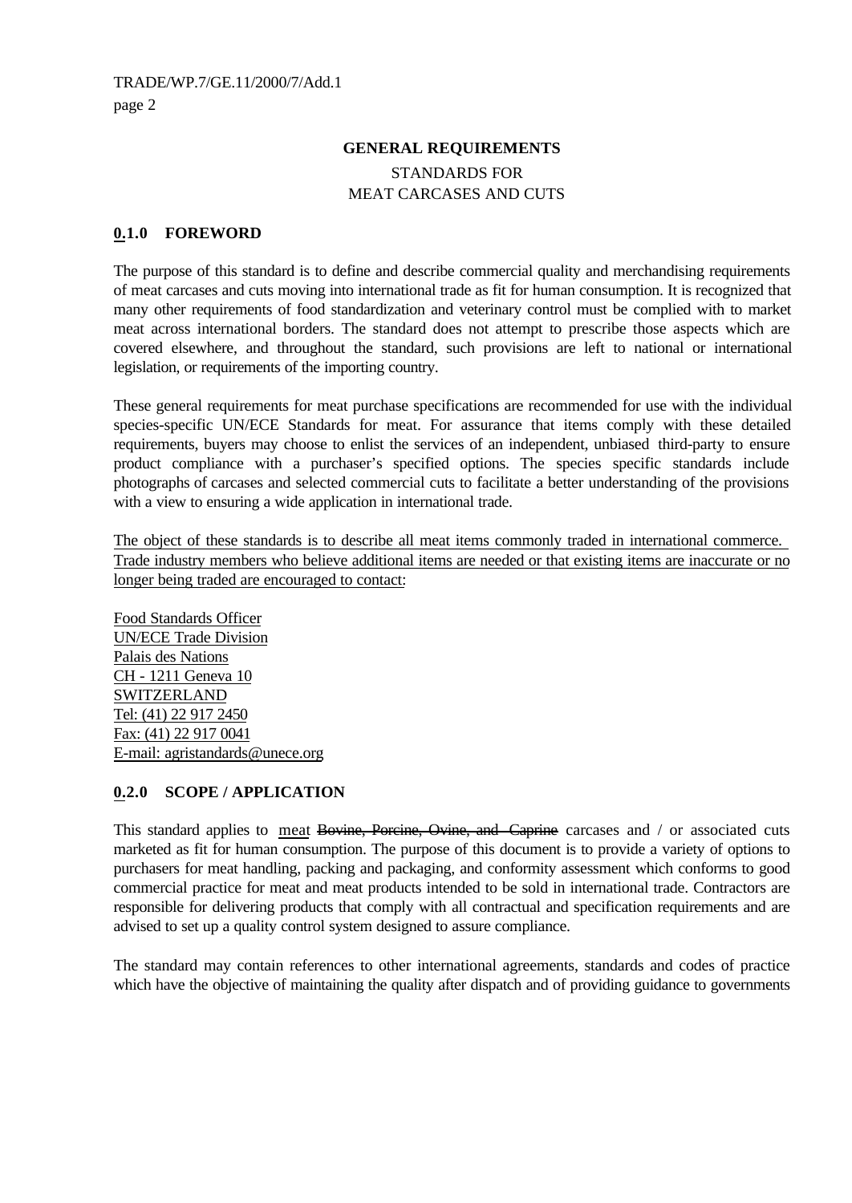# GENERAL REQUIREMENTS

STANDARDS FOR
MEAT CARCASES AND CUTS

## 0.1.0 FOREWORD

The purpose of this standard is to define and describe commercial quality and merchandising requirements of meat carcases and cuts moving into international trade as fit for human consumption. It is recognized that many other requirements of food standardization and veterinary control must be complied with to market meat across international borders. The standard does not attempt to prescribe those aspects which are covered elsewhere, and throughout the standard, such provisions are left to national or international legislation, or requirements of the importing country.

These general requirements for meat purchase specifications are recommended for use with the individual species-specific UN/ECE Standards for meat. For assurance that items comply with these detailed requirements, buyers may choose to enlist the services of an independent, unbiased third-party to ensure product compliance with a purchaser's specified options. The species specific standards include photographs of carcases and selected commercial cuts to facilitate a better understanding of the provisions with a view to ensuring a wide application in international trade.

The object of these standards is to describe all meat items commonly traded in international commerce. Trade industry members who believe additional items are needed or that existing items are inaccurate or no longer being traded are encouraged to contact:

Food Standards Officer
UN/ECE Trade Division
Palais des Nations
CH - 1211 Geneva 10
SWITZERLAND
Tel: (41) 22 917 2450
Fax: (41) 22 917 0041
E-mail: agristandards@unece.org

## 0.2.0 SCOPE / APPLICATION

This standard applies to meat ~~Bovine, Porcine, Ovine, and Caprine~~ carcases and / or associated cuts marketed as fit for human consumption. The purpose of this document is to provide a variety of options to purchasers for meat handling, packing and packaging, and conformity assessment which conforms to good commercial practice for meat and meat products intended to be sold in international trade. Contractors are responsible for delivering products that comply with all contractual and specification requirements and are advised to set up a quality control system designed to assure compliance.

The standard may contain references to other international agreements, standards and codes of practice which have the objective of maintaining the quality after dispatch and of providing guidance to governments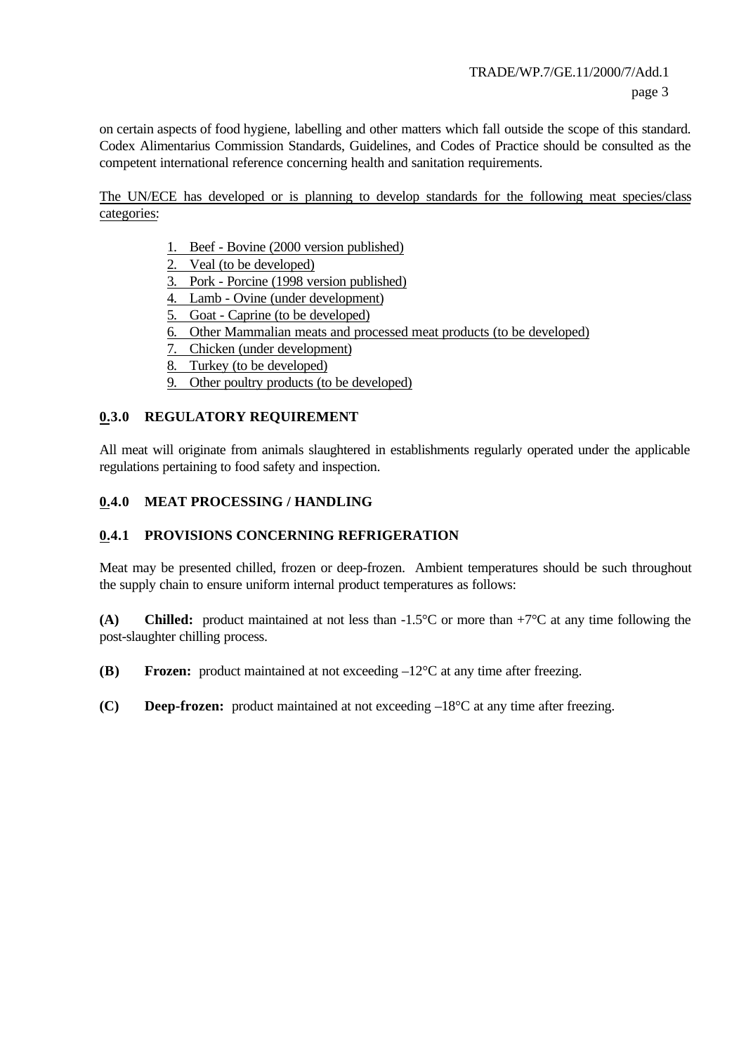on certain aspects of food hygiene, labelling and other matters which fall outside the scope of this standard. Codex Alimentarius Commission Standards, Guidelines, and Codes of Practice should be consulted as the competent international reference concerning health and sanitation requirements.

The UN/ECE has developed or is planning to develop standards for the following meat species/class categories:

1. Beef - Bovine (2000 version published)
2. Veal (to be developed)
3. Pork - Porcine (1998 version published)
4. Lamb - Ovine (under development)
5. Goat - Caprine (to be developed)
6. Other Mammalian meats and processed meat products (to be developed)
7. Chicken (under development)
8. Turkey (to be developed)
9. Other poultry products (to be developed)

## 0.3.0 REGULATORY REQUIREMENT

All meat will originate from animals slaughtered in establishments regularly operated under the applicable regulations pertaining to food safety and inspection.

## 0.4.0 MEAT PROCESSING / HANDLING

### 0.4.1 PROVISIONS CONCERNING REFRIGERATION

Meat may be presented chilled, frozen or deep-frozen. Ambient temperatures should be such throughout the supply chain to ensure uniform internal product temperatures as follows:

**(A) Chilled:** product maintained at not less than -1.5°C or more than +7°C at any time following the post-slaughter chilling process.

**(B) Frozen:** product maintained at not exceeding –12°C at any time after freezing.

**(C) Deep-frozen:** product maintained at not exceeding –18°C at any time after freezing.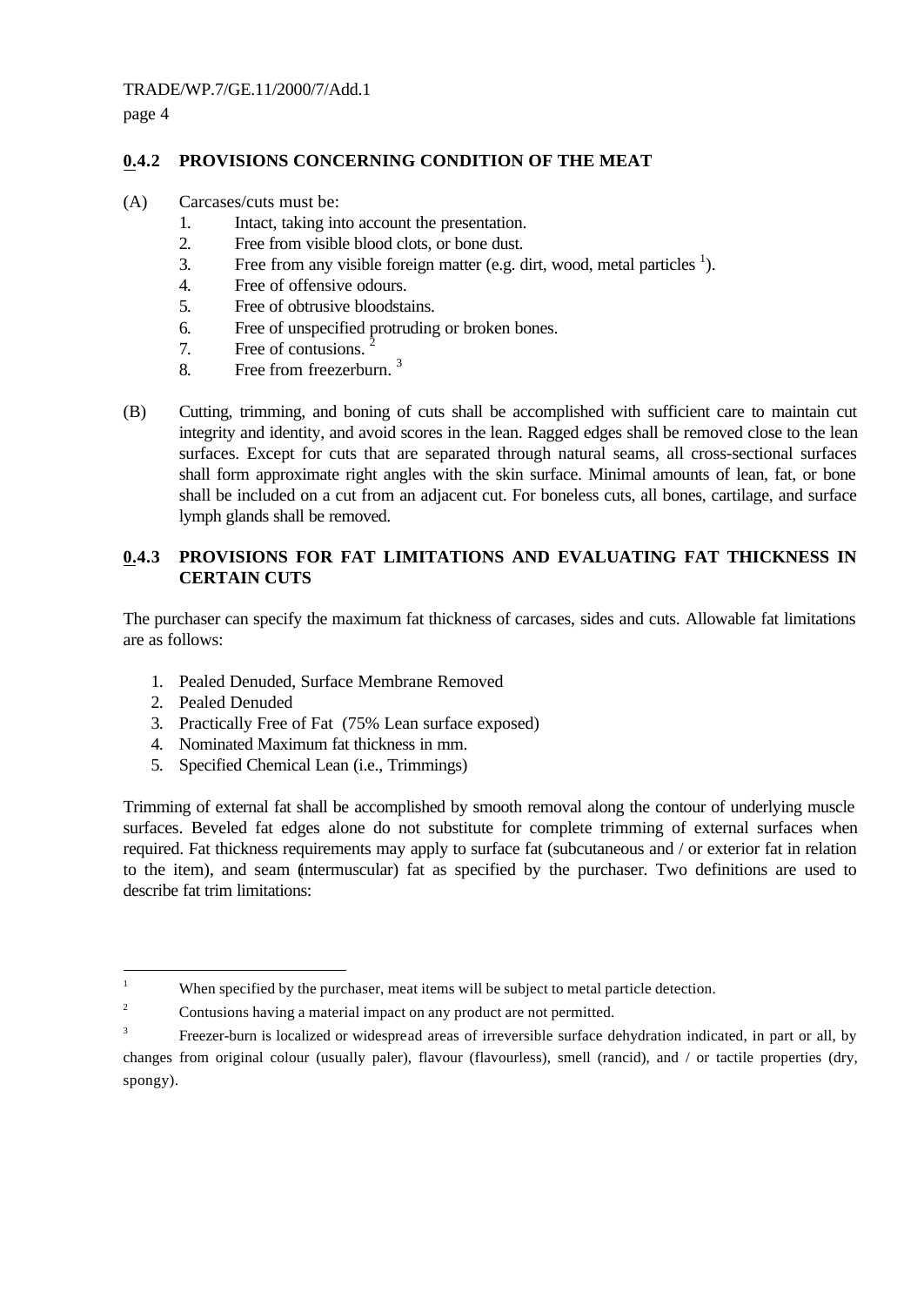### 0.4.2 PROVISIONS CONCERNING CONDITION OF THE MEAT

(A) Carcases/cuts must be:

1. Intact, taking into account the presentation.
2. Free from visible blood clots, or bone dust.
3. Free from any visible foreign matter (e.g. dirt, wood, metal particles [1]).
4. Free of offensive odours.
5. Free of obtrusive bloodstains.
6. Free of unspecified protruding or broken bones.
7. Free of contusions. [2]
8. Free from freezerburn. [3]

(B) Cutting, trimming, and boning of cuts shall be accomplished with sufficient care to maintain cut integrity and identity, and avoid scores in the lean. Ragged edges shall be removed close to the lean surfaces. Except for cuts that are separated through natural seams, all cross-sectional surfaces shall form approximate right angles with the skin surface. Minimal amounts of lean, fat, or bone shall be included on a cut from an adjacent cut. For boneless cuts, all bones, cartilage, and surface lymph glands shall be removed.

### 0.4.3 PROVISIONS FOR FAT LIMITATIONS AND EVALUATING FAT THICKNESS IN CERTAIN CUTS

The purchaser can specify the maximum fat thickness of carcases, sides and cuts. Allowable fat limitations are as follows:

1. Pealed Denuded, Surface Membrane Removed
2. Pealed Denuded
3. Practically Free of Fat (75% Lean surface exposed)
4. Nominated Maximum fat thickness in mm.
5. Specified Chemical Lean (i.e., Trimmings)

Trimming of external fat shall be accomplished by smooth removal along the contour of underlying muscle surfaces. Beveled fat edges alone do not substitute for complete trimming of external surfaces when required. Fat thickness requirements may apply to surface fat (subcutaneous and / or exterior fat in relation to the item), and seam (intermuscular) fat as specified by the purchaser. Two definitions are used to describe fat trim limitations:

---

[1] When specified by the purchaser, meat items will be subject to metal particle detection.

[2] Contusions having a material impact on any product are not permitted.

[3] Freezer-burn is localized or widespread areas of irreversible surface dehydration indicated, in part or all, by changes from original colour (usually paler), flavour (flavourless), smell (rancid), and / or tactile properties (dry, spongy).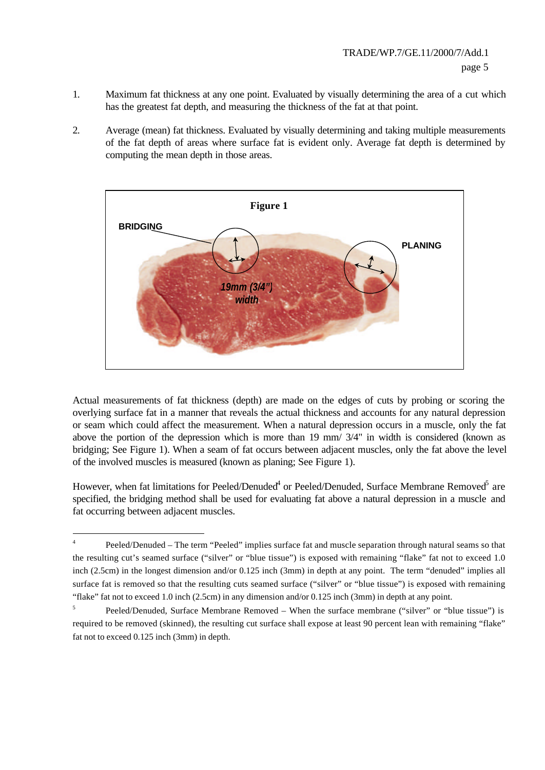1. Maximum fat thickness at any one point. Evaluated by visually determining the area of a cut which has the greatest fat depth, and measuring the thickness of the fat at that point.

2. Average (mean) fat thickness. Evaluated by visually determining and taking multiple measurements of the fat depth of areas where surface fat is evident only. Average fat depth is determined by computing the mean depth in those areas.

**Figure 1**

BRIDGING

PLANING

*19mm (3/4") width*

Actual measurements of fat thickness (depth) are made on the edges of cuts by probing or scoring the overlying surface fat in a manner that reveals the actual thickness and accounts for any natural depression or seam which could affect the measurement. When a natural depression occurs in a muscle, only the fat above the portion of the depression which is more than 19 mm/ 3/4" in width is considered (known as bridging; See Figure 1). When a seam of fat occurs between adjacent muscles, only the fat above the level of the involved muscles is measured (known as planing; See Figure 1).

However, when fat limitations for Peeled/Denuded[4] or Peeled/Denuded, Surface Membrane Removed[5] are specified, the bridging method shall be used for evaluating fat above a natural depression in a muscle and fat occurring between adjacent muscles.

---

[4] Peeled/Denuded – The term "Peeled" implies surface fat and muscle separation through natural seams so that the resulting cut's seamed surface ("silver" or "blue tissue") is exposed with remaining "flake" fat not to exceed 1.0 inch (2.5cm) in the longest dimension and/or 0.125 inch (3mm) in depth at any point. The term "denuded" implies all surface fat is removed so that the resulting cuts seamed surface ("silver" or "blue tissue") is exposed with remaining "flake" fat not to exceed 1.0 inch (2.5cm) in any dimension and/or 0.125 inch (3mm) in depth at any point.

[5] Peeled/Denuded, Surface Membrane Removed – When the surface membrane ("silver" or "blue tissue") is required to be removed (skinned), the resulting cut surface shall expose at least 90 percent lean with remaining "flake" fat not to exceed 0.125 inch (3mm) in depth.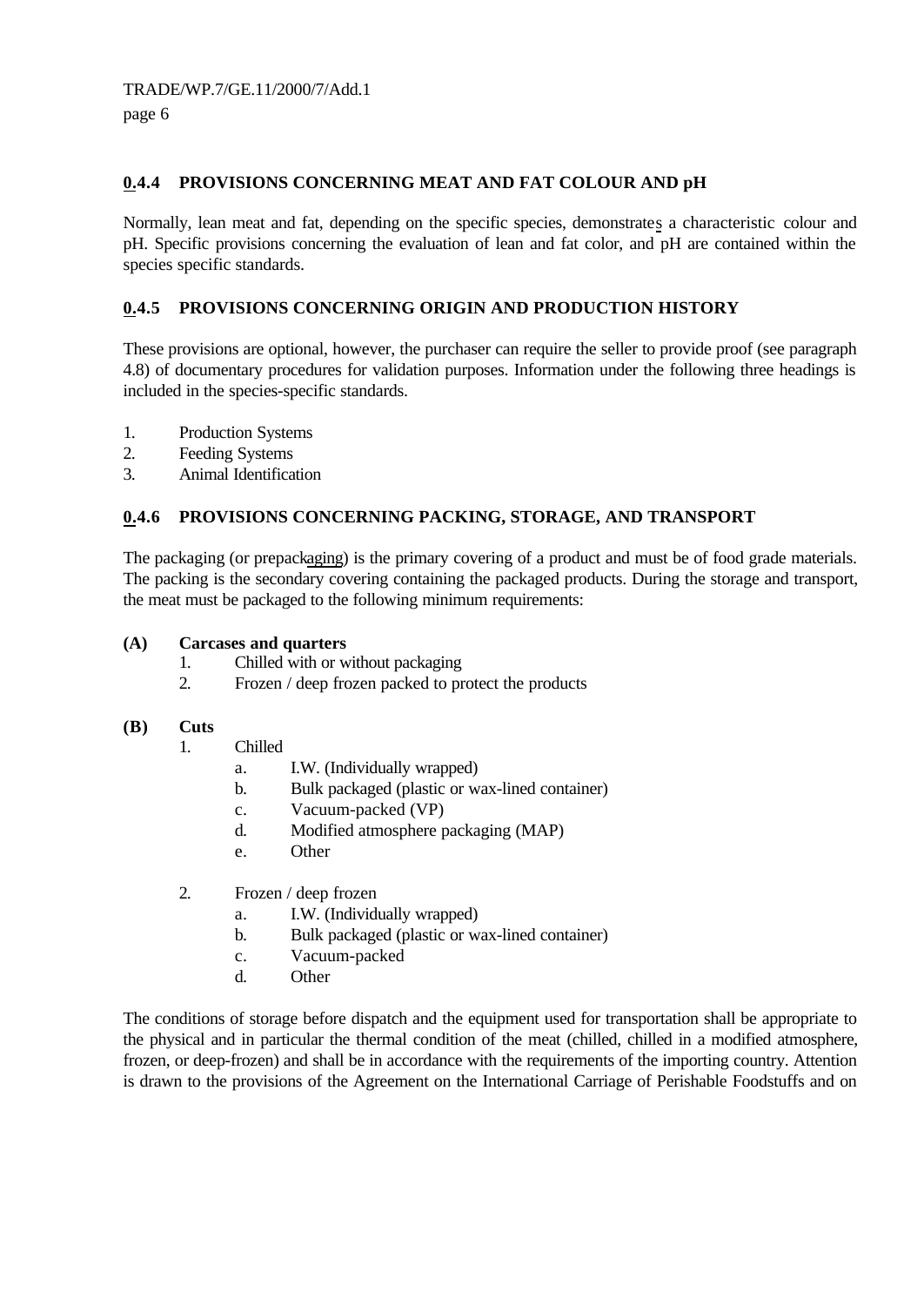### 0.4.4 PROVISIONS CONCERNING MEAT AND FAT COLOUR AND pH

Normally, lean meat and fat, depending on the specific species, demonstrates a characteristic colour and pH. Specific provisions concerning the evaluation of lean and fat color, and pH are contained within the species specific standards.

### 0.4.5 PROVISIONS CONCERNING ORIGIN AND PRODUCTION HISTORY

These provisions are optional, however, the purchaser can require the seller to provide proof (see paragraph 4.8) of documentary procedures for validation purposes. Information under the following three headings is included in the species-specific standards.

1. Production Systems
2. Feeding Systems
3. Animal Identification

### 0.4.6 PROVISIONS CONCERNING PACKING, STORAGE, AND TRANSPORT

The packaging (or prepackaging) is the primary covering of a product and must be of food grade materials. The packing is the secondary covering containing the packaged products. During the storage and transport, the meat must be packaged to the following minimum requirements:

**(A) Carcases and quarters**

1. Chilled with or without packaging
2. Frozen / deep frozen packed to protect the products

**(B) Cuts**

1. Chilled
   a. I.W. (Individually wrapped)
   b. Bulk packaged (plastic or wax-lined container)
   c. Vacuum-packed (VP)
   d. Modified atmosphere packaging (MAP)
   e. Other

2. Frozen / deep frozen
   a. I.W. (Individually wrapped)
   b. Bulk packaged (plastic or wax-lined container)
   c. Vacuum-packed
   d. Other

The conditions of storage before dispatch and the equipment used for transportation shall be appropriate to the physical and in particular the thermal condition of the meat (chilled, chilled in a modified atmosphere, frozen, or deep-frozen) and shall be in accordance with the requirements of the importing country. Attention is drawn to the provisions of the Agreement on the International Carriage of Perishable Foodstuffs and on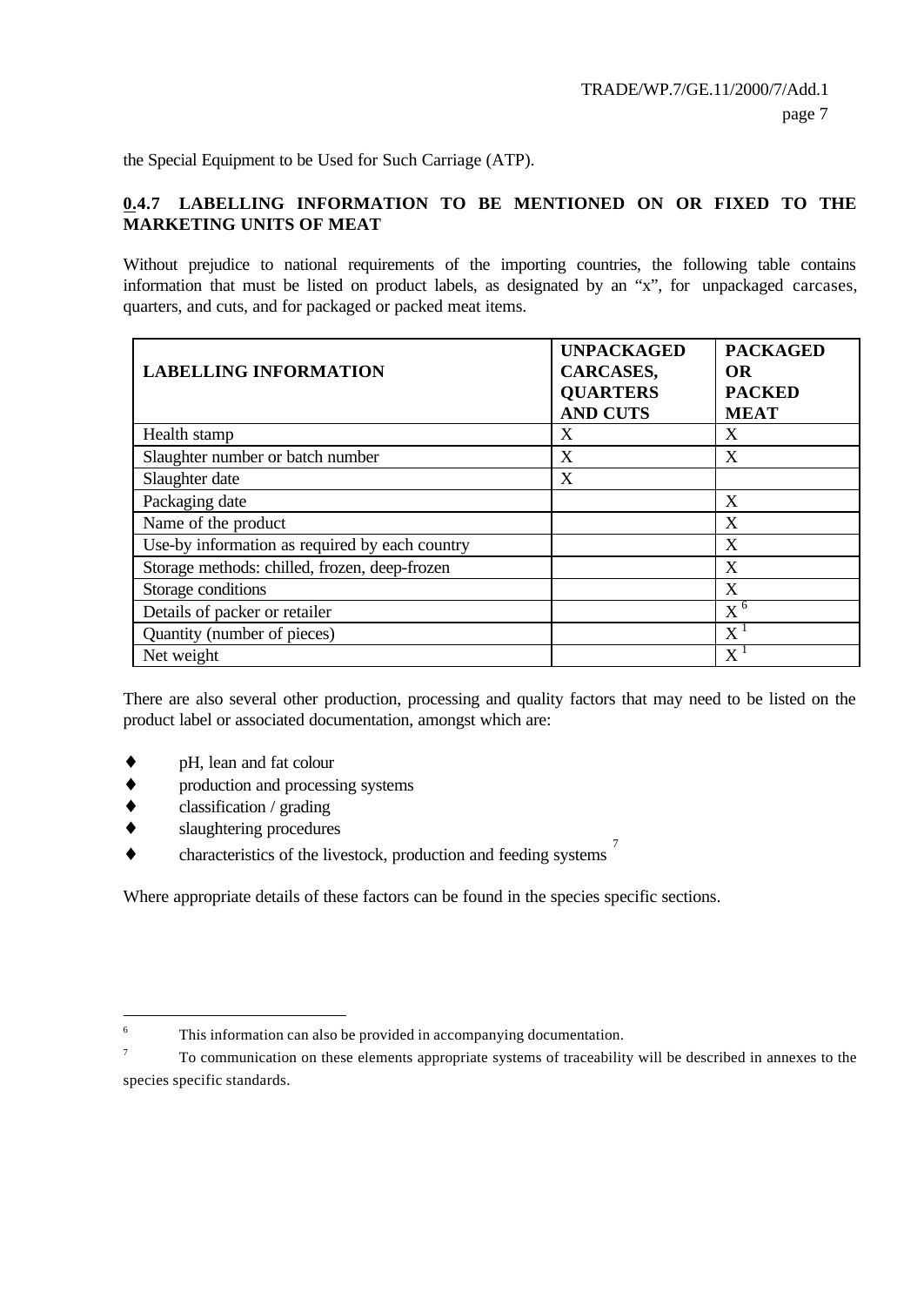the Special Equipment to be Used for Such Carriage (ATP).

### 0.4.7 LABELLING INFORMATION TO BE MENTIONED ON OR FIXED TO THE MARKETING UNITS OF MEAT

Without prejudice to national requirements of the importing countries, the following table contains information that must be listed on product labels, as designated by an "x", for unpackaged carcases, quarters, and cuts, and for packaged or packed meat items.

| LABELLING INFORMATION | UNPACKAGED CARCASES, QUARTERS AND CUTS | PACKAGED OR PACKED MEAT |
|---|---|---|
| Health stamp | X | X |
| Slaughter number or batch number | X | X |
| Slaughter date | X | |
| Packaging date | | X |
| Name of the product | | X |
| Use-by information as required by each country | | X |
| Storage methods: chilled, frozen, deep-frozen | | X |
| Storage conditions | | X |
| Details of packer or retailer | | X [6] |
| Quantity (number of pieces) | | X [1] |
| Net weight | | X [1] |

There are also several other production, processing and quality factors that may need to be listed on the product label or associated documentation, amongst which are:

- pH, lean and fat colour
- production and processing systems
- classification / grading
- slaughtering procedures
- characteristics of the livestock, production and feeding systems [7]

Where appropriate details of these factors can be found in the species specific sections.

---

[6] This information can also be provided in accompanying documentation.

[7] To communication on these elements appropriate systems of traceability will be described in annexes to the species specific standards.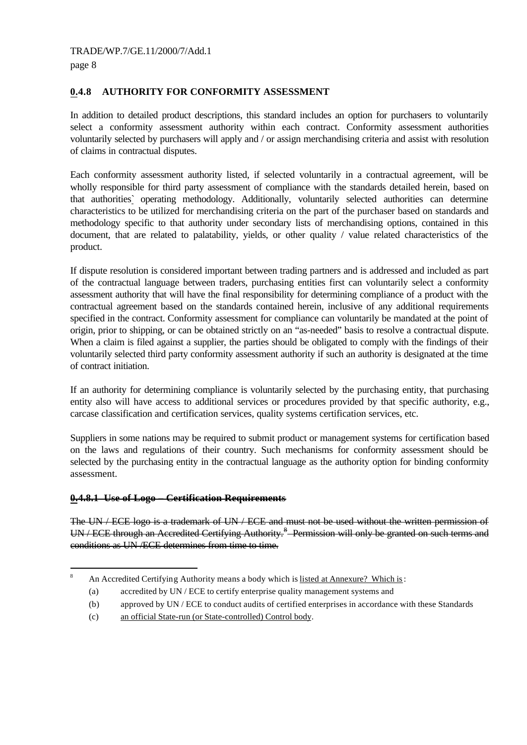## 0.4.8 AUTHORITY FOR CONFORMITY ASSESSMENT

In addition to detailed product descriptions, this standard includes an option for purchasers to voluntarily select a conformity assessment authority within each contract. Conformity assessment authorities voluntarily selected by purchasers will apply and / or assign merchandising criteria and assist with resolution of claims in contractual disputes.

Each conformity assessment authority listed, if selected voluntarily in a contractual agreement, will be wholly responsible for third party assessment of compliance with the standards detailed herein, based on that authorities` operating methodology. Additionally, voluntarily selected authorities can determine characteristics to be utilized for merchandising criteria on the part of the purchaser based on standards and methodology specific to that authority under secondary lists of merchandising options, contained in this document, that are related to palatability, yields, or other quality / value related characteristics of the product.

If dispute resolution is considered important between trading partners and is addressed and included as part of the contractual language between traders, purchasing entities first can voluntarily select a conformity assessment authority that will have the final responsibility for determining compliance of a product with the contractual agreement based on the standards contained herein, inclusive of any additional requirements specified in the contract. Conformity assessment for compliance can voluntarily be mandated at the point of origin, prior to shipping, or can be obtained strictly on an "as-needed" basis to resolve a contractual dispute. When a claim is filed against a supplier, the parties should be obligated to comply with the findings of their voluntarily selected third party conformity assessment authority if such an authority is designated at the time of contract initiation.

If an authority for determining compliance is voluntarily selected by the purchasing entity, that purchasing entity also will have access to additional services or procedures provided by that specific authority, e.g., carcase classification and certification services, quality systems certification services, etc.

Suppliers in some nations may be required to submit product or management systems for certification based on the laws and regulations of their country. Such mechanisms for conformity assessment should be selected by the purchasing entity in the contractual language as the authority option for binding conformity assessment.

### ~~0.4.8.1 Use of Logo – Certification Requirements~~

~~The UN / ECE logo is a trademark of UN / ECE and must not be used without the written permission of UN / ECE through an Accredited Certifying Authority.[8] Permission will only be granted on such terms and conditions as UN /ECE determines from time to time.~~

---

[8] An Accredited Certifying Authority means a body which is listed at Annexure? Which is:

(a) accredited by UN / ECE to certify enterprise quality management systems and

(b) approved by UN / ECE to conduct audits of certified enterprises in accordance with these Standards

(c) an official State-run (or State-controlled) Control body.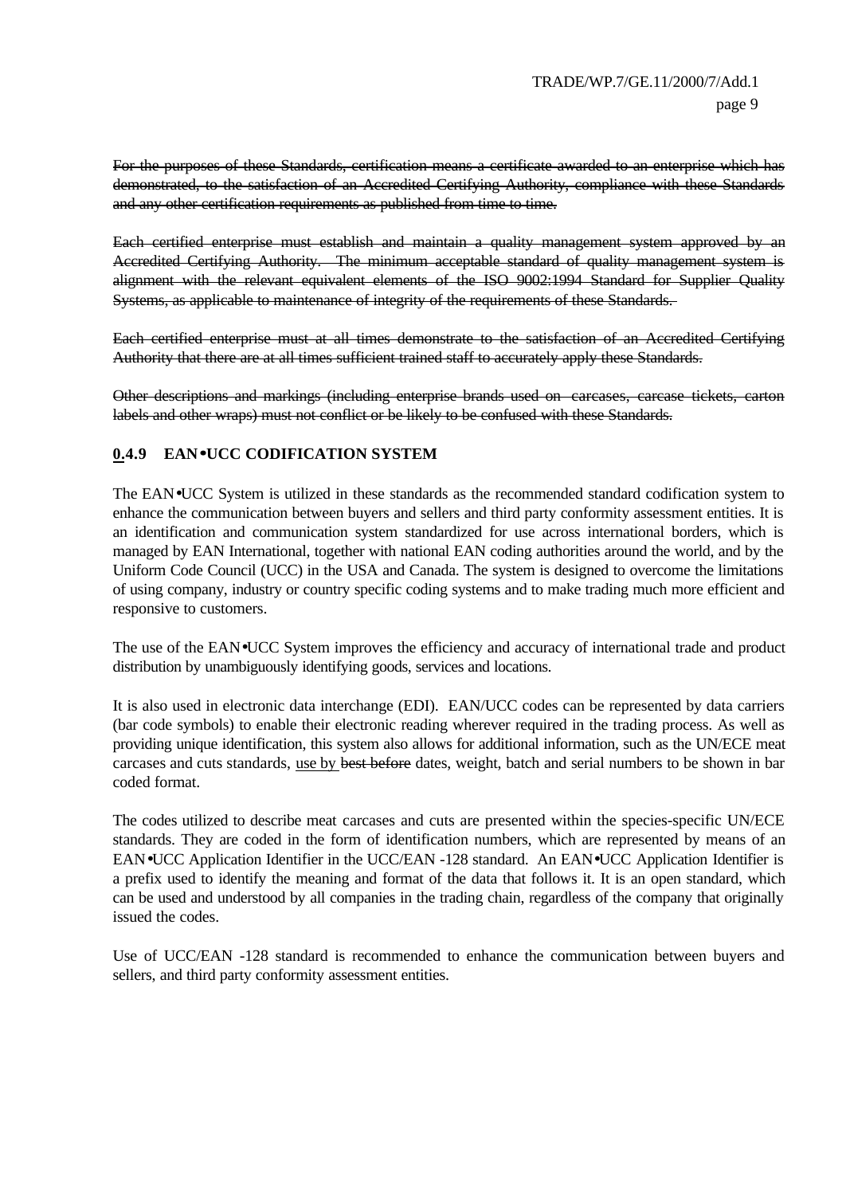~~For the purposes of these Standards, certification means a certificate awarded to an enterprise which has demonstrated, to the satisfaction of an Accredited Certifying Authority, compliance with these Standards and any other certification requirements as published from time to time.~~

~~Each certified enterprise must establish and maintain a quality management system approved by an Accredited Certifying Authority. The minimum acceptable standard of quality management system is alignment with the relevant equivalent elements of the ISO 9002:1994 Standard for Supplier Quality Systems, as applicable to maintenance of integrity of the requirements of these Standards.~~

~~Each certified enterprise must at all times demonstrate to the satisfaction of an Accredited Certifying Authority that there are at all times sufficient trained staff to accurately apply these Standards.~~

~~Other descriptions and markings (including enterprise brands used on carcases, carcase tickets, carton labels and other wraps) must not conflict or be likely to be confused with these Standards.~~

### <u>0</u>.4.9 EAN•UCC CODIFICATION SYSTEM

The EAN•UCC System is utilized in these standards as the recommended standard codification system to enhance the communication between buyers and sellers and third party conformity assessment entities. It is an identification and communication system standardized for use across international borders, which is managed by EAN International, together with national EAN coding authorities around the world, and by the Uniform Code Council (UCC) in the USA and Canada. The system is designed to overcome the limitations of using company, industry or country specific coding systems and to make trading much more efficient and responsive to customers.

The use of the EAN•UCC System improves the efficiency and accuracy of international trade and product distribution by unambiguously identifying goods, services and locations.

It is also used in electronic data interchange (EDI). EAN/UCC codes can be represented by data carriers (bar code symbols) to enable their electronic reading wherever required in the trading process. As well as providing unique identification, this system also allows for additional information, such as the UN/ECE meat carcases and cuts standards, <u>use by</u> ~~best before~~ dates, weight, batch and serial numbers to be shown in bar coded format.

The codes utilized to describe meat carcases and cuts are presented within the species-specific UN/ECE standards. They are coded in the form of identification numbers, which are represented by means of an EAN•UCC Application Identifier in the UCC/EAN -128 standard. An EAN•UCC Application Identifier is a prefix used to identify the meaning and format of the data that follows it. It is an open standard, which can be used and understood by all companies in the trading chain, regardless of the company that originally issued the codes.

Use of UCC/EAN -128 standard is recommended to enhance the communication between buyers and sellers, and third party conformity assessment entities.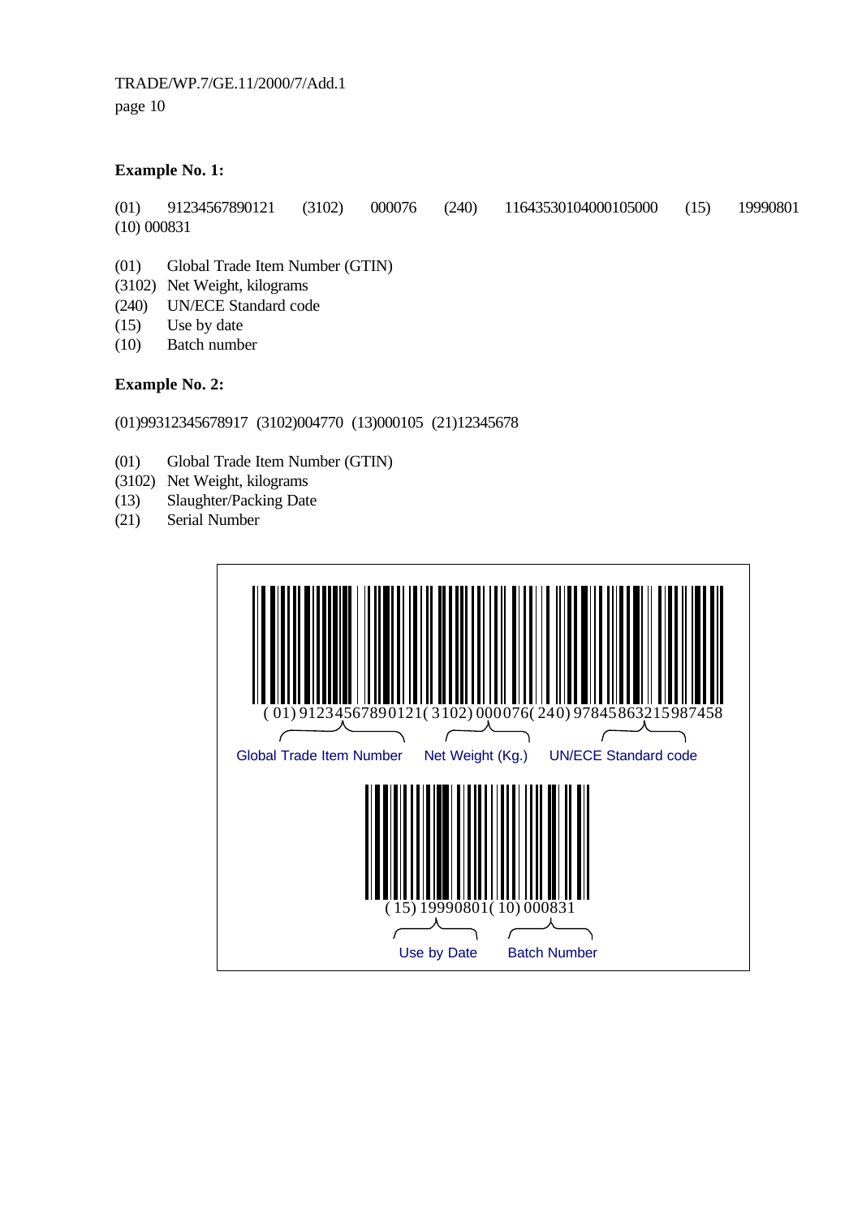**Example No. 1:**

(01) 91234567890121 (3102) 000076 (240) 11643530104000105000 (15) 19990801 (10) 000831

- (01) Global Trade Item Number (GTIN)
- (3102) Net Weight, kilograms
- (240) UN/ECE Standard code
- (15) Use by date
- (10) Batch number

**Example No. 2:**

(01)99312345678917 (3102)004770 (13)000105 (21)12345678

- (01) Global Trade Item Number (GTIN)
- (3102) Net Weight, kilograms
- (13) Slaughter/Packing Date
- (21) Serial Number

(01) 91234567890121 (3102) 000076 (240) 97845863215987458

Global Trade Item Number — Net Weight (Kg.) — UN/ECE Standard code

(15) 19990801 (10) 000831

Use by Date — Batch Number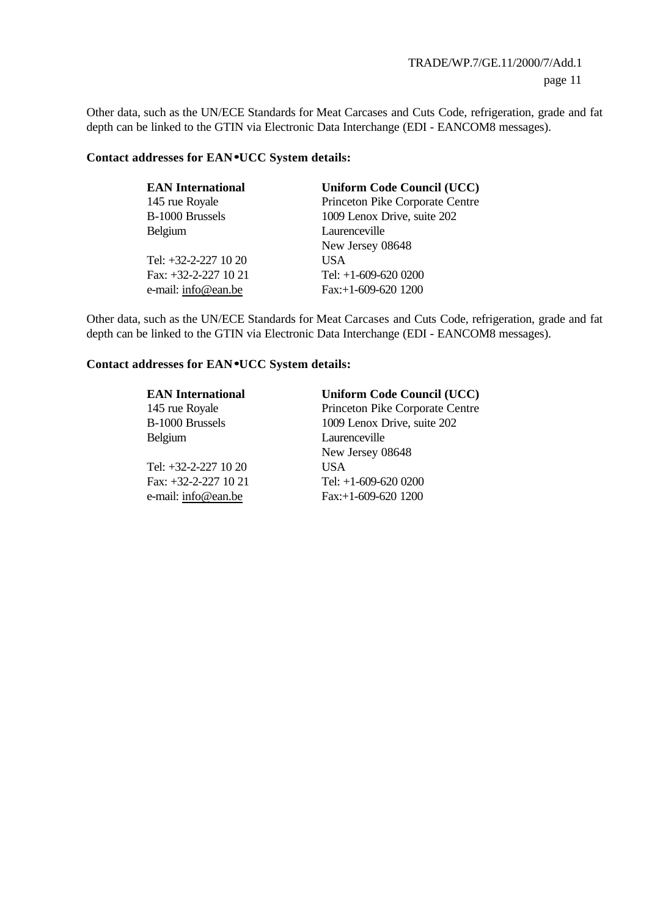Other data, such as the UN/ECE Standards for Meat Carcases and Cuts Code, refrigeration, grade and fat depth can be linked to the GTIN via Electronic Data Interchange (EDI - EANCOM8 messages).

**Contact addresses for EAN•UCC System details:**

| | |
|---|---|
| **EAN International** | **Uniform Code Council (UCC)** |
| 145 rue Royale | Princeton Pike Corporate Centre |
| B-1000 Brussels | 1009 Lenox Drive, suite 202 |
| Belgium | Laurenceville |
| | New Jersey 08648 |
| Tel: +32-2-227 10 20 | USA |
| Fax: +32-2-227 10 21 | Tel: +1-609-620 0200 |
| e-mail: info@ean.be | Fax:+1-609-620 1200 |

Other data, such as the UN/ECE Standards for Meat Carcases and Cuts Code, refrigeration, grade and fat depth can be linked to the GTIN via Electronic Data Interchange (EDI - EANCOM8 messages).

**Contact addresses for EAN•UCC System details:**

| | |
|---|---|
| **EAN International** | **Uniform Code Council (UCC)** |
| 145 rue Royale | Princeton Pike Corporate Centre |
| B-1000 Brussels | 1009 Lenox Drive, suite 202 |
| Belgium | Laurenceville |
| | New Jersey 08648 |
| Tel: +32-2-227 10 20 | USA |
| Fax: +32-2-227 10 21 | Tel: +1-609-620 0200 |
| e-mail: info@ean.be | Fax:+1-609-620 1200 |